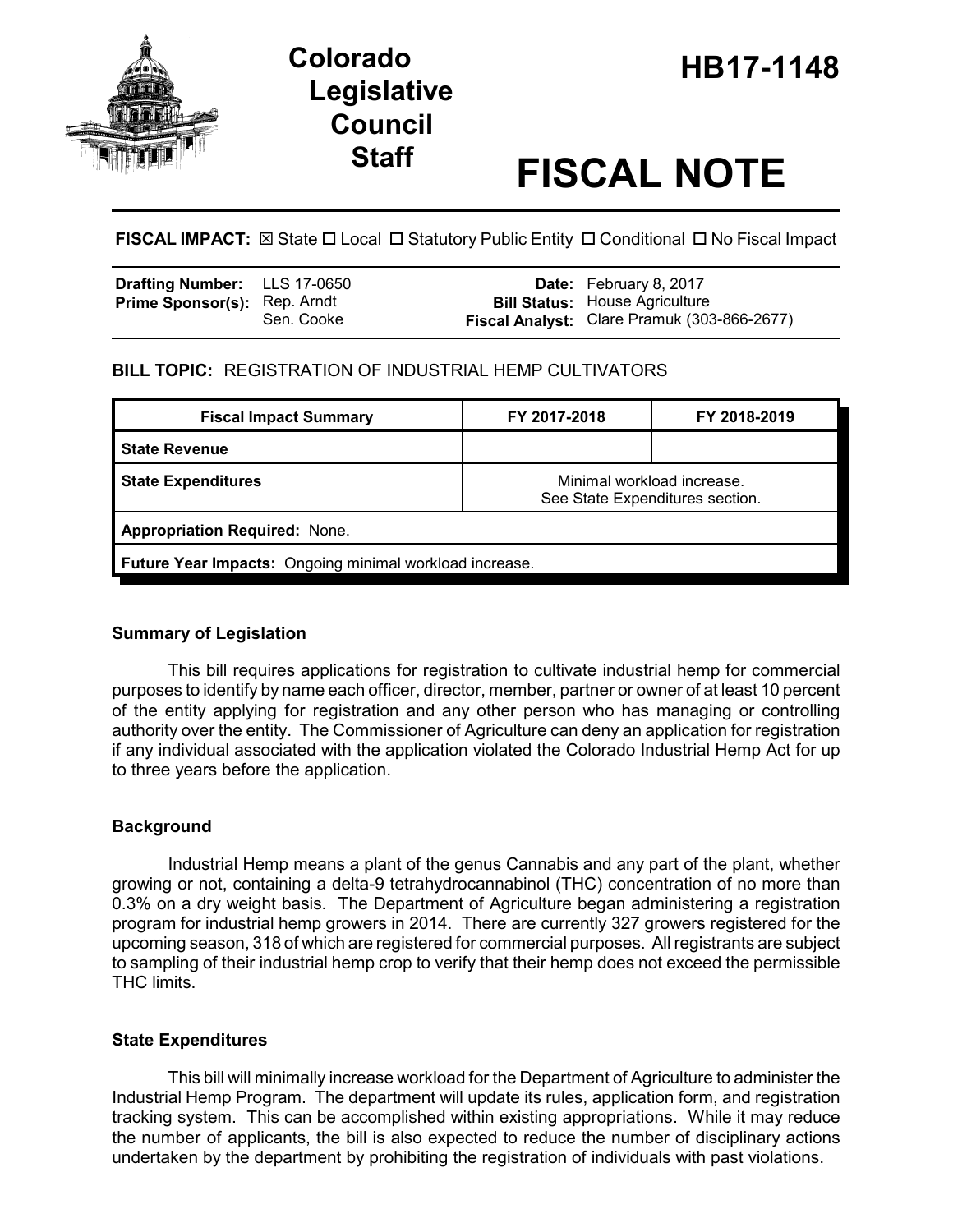# Colorado Legislative Council Staff

# HB17-1148

# FISCAL NOTE

**FISCAL IMPACT:** ☒ State ☐ Local ☐ Statutory Public Entity ☐ Conditional ☐ No Fiscal Impact

| | | | |
|---|---|---|---|
| **Drafting Number:** | LLS 17-0650 | **Date:** | February 8, 2017 |
| **Prime Sponsor(s):** | Rep. Arndt<br>Sen. Cooke | **Bill Status:** | House Agriculture |
| | | **Fiscal Analyst:** | Clare Pramuk (303-866-2677) |

**BILL TOPIC:** REGISTRATION OF INDUSTRIAL HEMP CULTIVATORS

| Fiscal Impact Summary | FY 2017-2018 | FY 2018-2019 |
|---|---|---|
| **State Revenue** | | |
| **State Expenditures** | Minimal workload increase. See State Expenditures section. | |
| **Appropriation Required:** None. | | |
| **Future Year Impacts:** Ongoing minimal workload increase. | | |

### Summary of Legislation

This bill requires applications for registration to cultivate industrial hemp for commercial purposes to identify by name each officer, director, member, partner or owner of at least 10 percent of the entity applying for registration and any other person who has managing or controlling authority over the entity. The Commissioner of Agriculture can deny an application for registration if any individual associated with the application violated the Colorado Industrial Hemp Act for up to three years before the application.

### Background

Industrial Hemp means a plant of the genus Cannabis and any part of the plant, whether growing or not, containing a delta-9 tetrahydrocannabinol (THC) concentration of no more than 0.3% on a dry weight basis. The Department of Agriculture began administering a registration program for industrial hemp growers in 2014. There are currently 327 growers registered for the upcoming season, 318 of which are registered for commercial purposes. All registrants are subject to sampling of their industrial hemp crop to verify that their hemp does not exceed the permissible THC limits.

### State Expenditures

This bill will minimally increase workload for the Department of Agriculture to administer the Industrial Hemp Program. The department will update its rules, application form, and registration tracking system. This can be accomplished within existing appropriations. While it may reduce the number of applicants, the bill is also expected to reduce the number of disciplinary actions undertaken by the department by prohibiting the registration of individuals with past violations.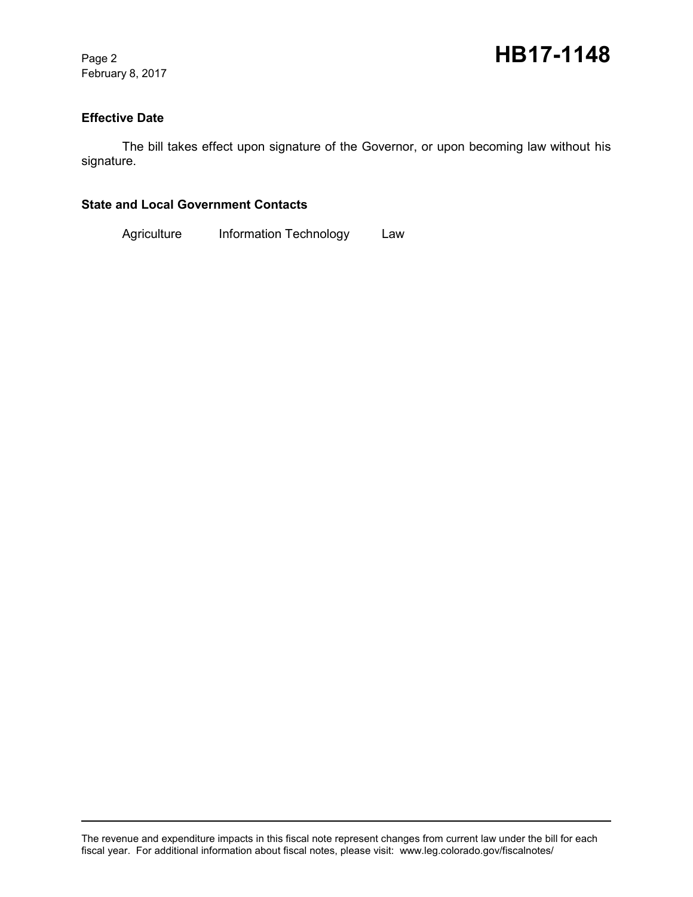### Effective Date

The bill takes effect upon signature of the Governor, or upon becoming law without his signature.

### State and Local Government Contacts

Agriculture Information Technology Law

The revenue and expenditure impacts in this fiscal note represent changes from current law under the bill for each fiscal year. For additional information about fiscal notes, please visit: www.leg.colorado.gov/fiscalnotes/